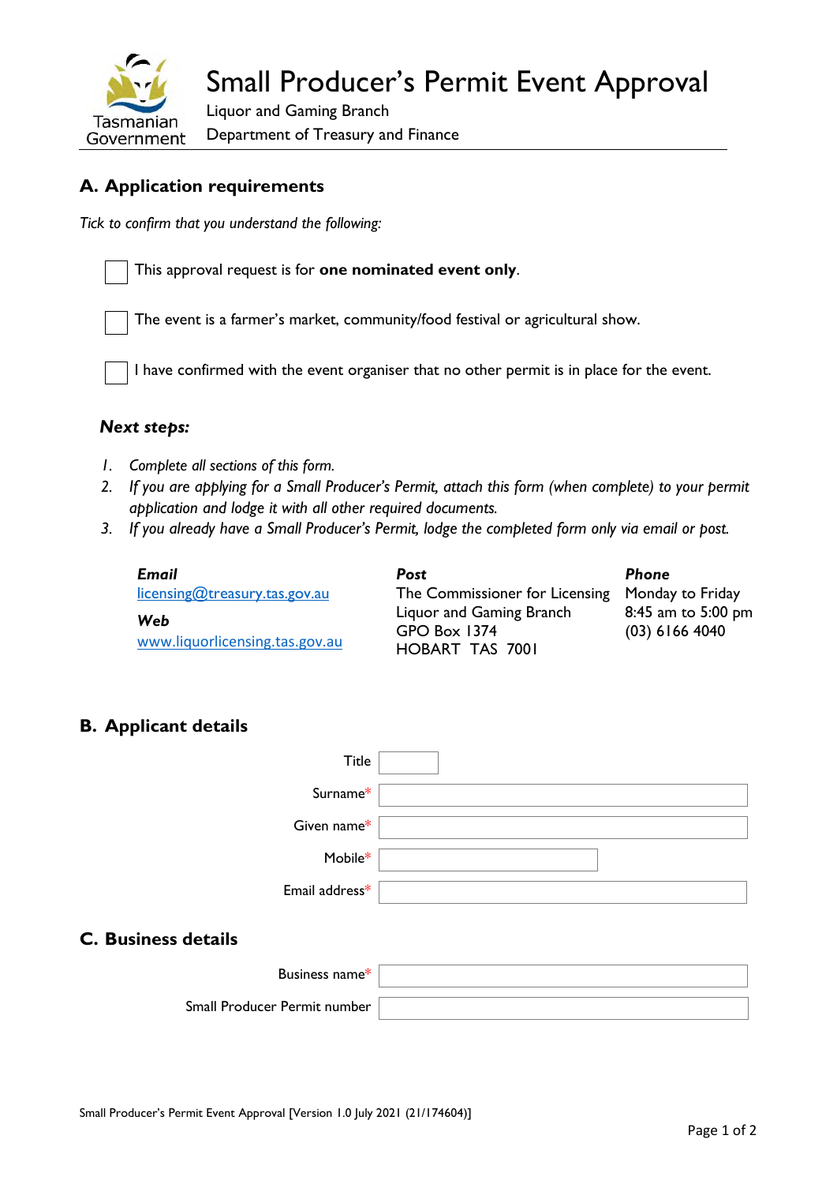# Small Producer's Permit Event Approval

Liquor and Gaming Branch
Department of Treasury and Finance

## A. Application requirements

*Tick to confirm that you understand the following:*

- [ ] This approval request is for **one nominated event only**.
- [ ] The event is a farmer's market, community/food festival or agricultural show.
- [ ] I have confirmed with the event organiser that no other permit is in place for the event.

### *Next steps:*

1. *Complete all sections of this form.*
2. *If you are applying for a Small Producer's Permit, attach this form (when complete) to your permit application and lodge it with all other required documents.*
3. *If you already have a Small Producer's Permit, lodge the completed form only via email or post.*

***Email***
licensing@treasury.tas.gov.au

***Web***
www.liquorlicensing.tas.gov.au

***Post***
The Commissioner for Licensing
Liquor and Gaming Branch
GPO Box 1374
HOBART TAS 7001

***Phone***
Monday to Friday
8:45 am to 5:00 pm
(03) 6166 4040

## B. Applicant details

Title: ____________

Surname*: ____________

Given name*: ____________

Mobile*: ____________

Email address*: ____________

## C. Business details

Business name*: ____________

Small Producer Permit number: ____________

Small Producer's Permit Event Approval [Version 1.0 July 2021 (21/174604)]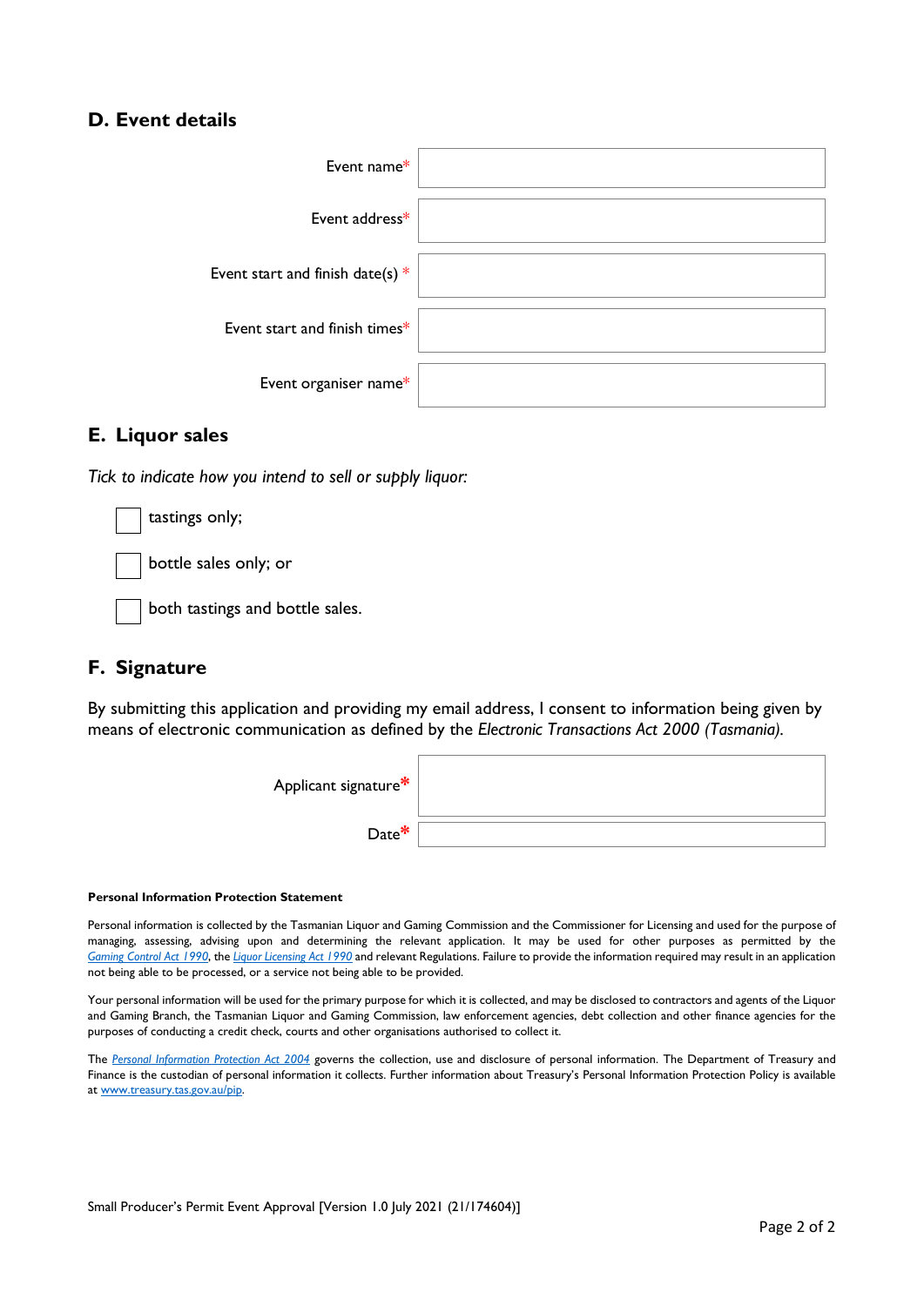## D. Event details

| | |
|---|---|
| Event name* | |
| Event address* | |
| Event start and finish date(s) * | |
| Event start and finish times* | |
| Event organiser name* | |

## E. Liquor sales

*Tick to indicate how you intend to sell or supply liquor:*

- ☐ tastings only;
- ☐ bottle sales only; or
- ☐ both tastings and bottle sales.

## F. Signature

By submitting this application and providing my email address, I consent to information being given by means of electronic communication as defined by the *Electronic Transactions Act 2000 (Tasmania).*

| | |
|---|---|
| Applicant signature* | |
| Date* | |

**Personal Information Protection Statement**

Personal information is collected by the Tasmanian Liquor and Gaming Commission and the Commissioner for Licensing and used for the purpose of managing, assessing, advising upon and determining the relevant application. It may be used for other purposes as permitted by the *Gaming Control Act 1990*, the *Liquor Licensing Act 1990* and relevant Regulations. Failure to provide the information required may result in an application not being able to be processed, or a service not being able to be provided.

Your personal information will be used for the primary purpose for which it is collected, and may be disclosed to contractors and agents of the Liquor and Gaming Branch, the Tasmanian Liquor and Gaming Commission, law enforcement agencies, debt collection and other finance agencies for the purposes of conducting a credit check, courts and other organisations authorised to collect it.

The *Personal Information Protection Act 2004* governs the collection, use and disclosure of personal information. The Department of Treasury and Finance is the custodian of personal information it collects. Further information about Treasury's Personal Information Protection Policy is available at www.treasury.tas.gov.au/pip.

Small Producer's Permit Event Approval [Version 1.0 July 2021 (21/174604)]